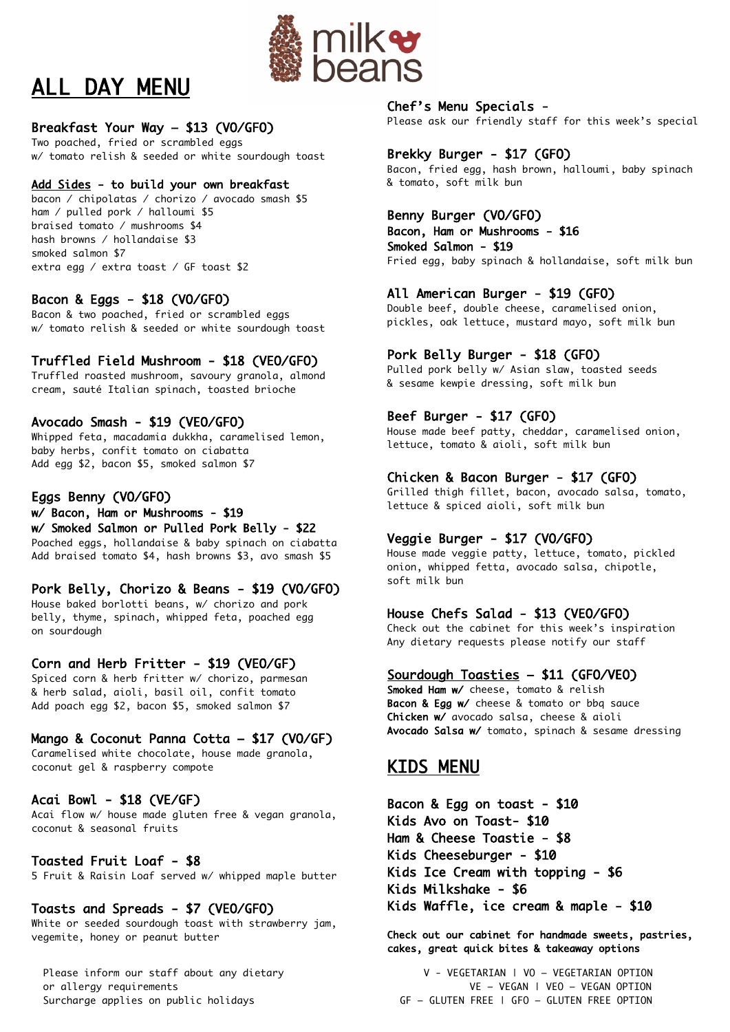# milk beans

# ALL DAY MENU

### Breakfast Your Way – $13 (VO/GFO)
Two poached, fried or scrambled eggs
w/ tomato relish & seeded or white sourdough toast

### Add Sides - to build your own breakfast
bacon / chipolatas / chorizo / avocado smash $5
ham / pulled pork / halloumi $5
braised tomato / mushrooms $4
hash browns / hollandaise $3
smoked salmon $7
extra egg / extra toast / GF toast $2

### Bacon & Eggs - $18 (VO/GFO)
Bacon & two poached, fried or scrambled eggs
w/ tomato relish & seeded or white sourdough toast

### Truffled Field Mushroom - $18 (VEO/GFO)
Truffled roasted mushroom, savoury granola, almond cream, sauté Italian spinach, toasted brioche

### Avocado Smash - $19 (VEO/GFO)
Whipped feta, macadamia dukkha, caramelised lemon, baby herbs, confit tomato on ciabatta
Add egg $2, bacon $5, smoked salmon $7

### Eggs Benny (VO/GFO)
**w/ Bacon, Ham or Mushrooms - $19**
**w/ Smoked Salmon or Pulled Pork Belly - $22**
Poached eggs, hollandaise & baby spinach on ciabatta
Add braised tomato $4, hash browns $3, avo smash $5

### Pork Belly, Chorizo & Beans - $19 (VO/GFO)
House baked borlotti beans, w/ chorizo and pork belly, thyme, spinach, whipped feta, poached egg on sourdough

### Corn and Herb Fritter - $19 (VEO/GF)
Spiced corn & herb fritter w/ chorizo, parmesan & herb salad, aioli, basil oil, confit tomato
Add poach egg $2, bacon $5, smoked salmon $7

### Mango & Coconut Panna Cotta – $17 (VO/GF)
Caramelised white chocolate, house made granola, coconut gel & raspberry compote

### Acai Bowl - $18 (VE/GF)
Acai flow w/ house made gluten free & vegan granola, coconut & seasonal fruits

### Toasted Fruit Loaf - $8
5 Fruit & Raisin Loaf served w/ whipped maple butter

### Toasts and Spreads - $7 (VEO/GFO)
White or seeded sourdough toast with strawberry jam, vegemite, honey or peanut butter

Please inform our staff about any dietary or allergy requirements
Surcharge applies on public holidays

### Chef's Menu Specials -
Please ask our friendly staff for this week's special

### Brekky Burger - $17 (GFO)
Bacon, fried egg, hash brown, halloumi, baby spinach & tomato, soft milk bun

### Benny Burger (VO/GFO)
**Bacon, Ham or Mushrooms - $16**
**Smoked Salmon - $19**
Fried egg, baby spinach & hollandaise, soft milk bun

### All American Burger - $19 (GFO)
Double beef, double cheese, caramelised onion, pickles, oak lettuce, mustard mayo, soft milk bun

### Pork Belly Burger - $18 (GFO)
Pulled pork belly w/ Asian slaw, toasted seeds & sesame kewpie dressing, soft milk bun

### Beef Burger - $17 (GFO)
House made beef patty, cheddar, caramelised onion, lettuce, tomato & aioli, soft milk bun

### Chicken & Bacon Burger - $17 (GFO)
Grilled thigh fillet, bacon, avocado salsa, tomato, lettuce & spiced aioli, soft milk bun

### Veggie Burger - $17 (VO/GFO)
House made veggie patty, lettuce, tomato, pickled onion, whipped fetta, avocado salsa, chipotle, soft milk bun

### House Chefs Salad - $13 (VEO/GFO)
Check out the cabinet for this week's inspiration
Any dietary requests please notify our staff

### Sourdough Toasties – $11 (GFO/VEO)
**Smoked Ham w/** cheese, tomato & relish
**Bacon & Egg w/** cheese & tomato or bbq sauce
**Chicken w/** avocado salsa, cheese & aioli
**Avocado Salsa w/** tomato, spinach & sesame dressing

# KIDS MENU

**Bacon & Egg on toast - $10**
**Kids Avo on Toast- $10**
**Ham & Cheese Toastie - $8**
**Kids Cheeseburger - $10**
**Kids Ice Cream with topping - $6**
**Kids Milkshake - $6**
**Kids Waffle, ice cream & maple - $10**

**Check out our cabinet for handmade sweets, pastries, cakes, great quick bites & takeaway options**

V - VEGETARIAN | VO – VEGETARIAN OPTION
VE – VEGAN | VEO – VEGAN OPTION
GF – GLUTEN FREE | GFO – GLUTEN FREE OPTION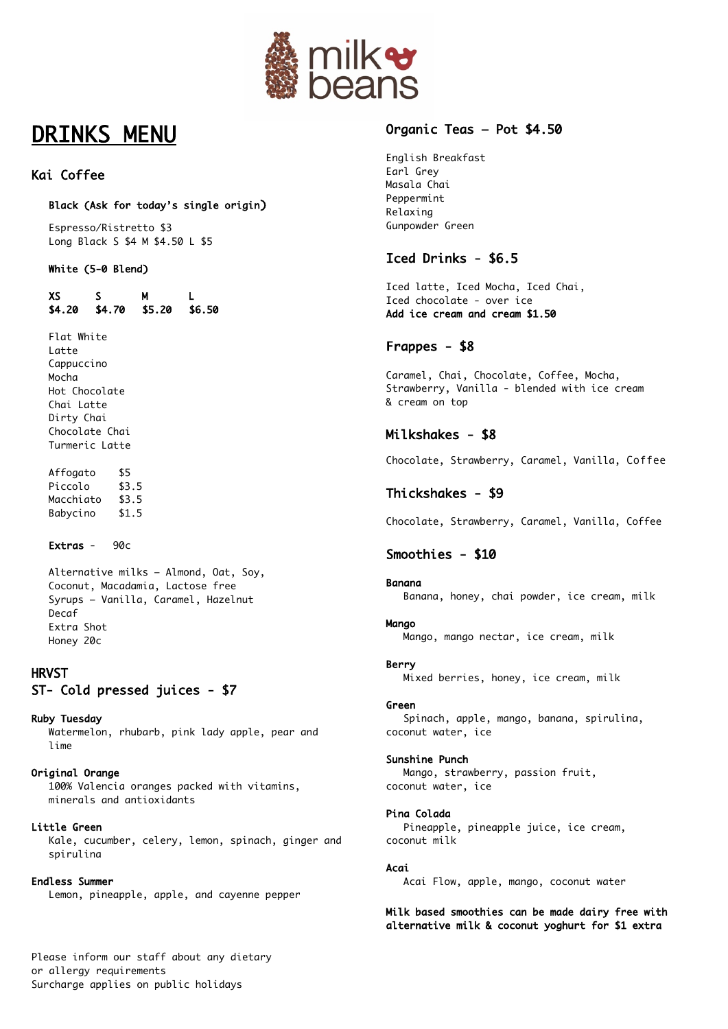milk beans

# DRINKS MENU

## Kai Coffee

### Black (Ask for today's single origin)

Espresso/Ristretto $3
Long Black S $4 M $4.50 L $5

### White (5-0 Blend)

| XS | S | M | L |
|---|---|---|---|
| $4.20 | $4.70 | $5.20 | $6.50 |

Flat White
Latte
Cappuccino
Mocha
Hot Chocolate
Chai Latte
Dirty Chai
Chocolate Chai
Turmeric Latte

| | |
|---|---|
| Affogato | $5 |
| Piccolo | $3.5 |
| Macchiato | $3.5 |
| Babycino | $1.5 |

**Extras** - 90c

Alternative milks – Almond, Oat, Soy, Coconut, Macadamia, Lactose free
Syrups – Vanilla, Caramel, Hazelnut
Decaf
Extra Shot
Honey 20c

## HRVST
## ST- Cold pressed juices - $7

**Ruby Tuesday**
Watermelon, rhubarb, pink lady apple, pear and lime

**Original Orange**
100% Valencia oranges packed with vitamins, minerals and antioxidants

**Little Green**
Kale, cucumber, celery, lemon, spinach, ginger and spirulina

**Endless Summer**
Lemon, pineapple, apple, and cayenne pepper

Please inform our staff about any dietary or allergy requirements
Surcharge applies on public holidays

## Organic Teas – Pot $4.50

English Breakfast
Earl Grey
Masala Chai
Peppermint
Relaxing
Gunpowder Green

## Iced Drinks - $6.5

Iced latte, Iced Mocha, Iced Chai, Iced chocolate - over ice
**Add ice cream and cream $1.50**

## Frappes - $8

Caramel, Chai, Chocolate, Coffee, Mocha, Strawberry, Vanilla - blended with ice cream & cream on top

## Milkshakes - $8

Chocolate, Strawberry, Caramel, Vanilla, Coffee

## Thickshakes - $9

Chocolate, Strawberry, Caramel, Vanilla, Coffee

## Smoothies - $10

**Banana**
Banana, honey, chai powder, ice cream, milk

**Mango**
Mango, mango nectar, ice cream, milk

**Berry**
Mixed berries, honey, ice cream, milk

**Green**
Spinach, apple, mango, banana, spirulina, coconut water, ice

**Sunshine Punch**
Mango, strawberry, passion fruit, coconut water, ice

**Pina Colada**
Pineapple, pineapple juice, ice cream, coconut milk

**Acai**
Acai Flow, apple, mango, coconut water

**Milk based smoothies can be made dairy free with alternative milk & coconut yoghurt for $1 extra**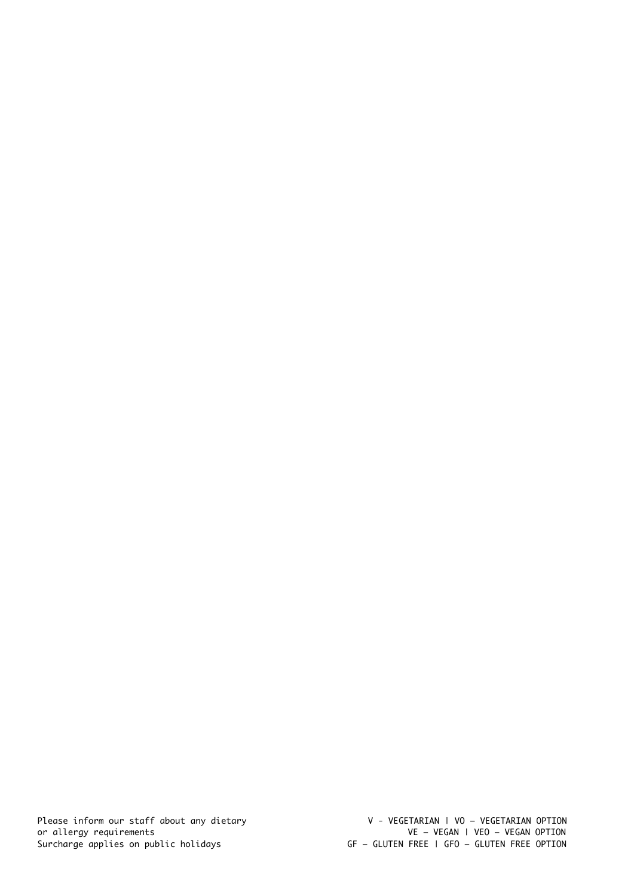Please inform our staff about any dietary
or allergy requirements
Surcharge applies on public holidays

V - VEGETARIAN | VO – VEGETARIAN OPTION
VE – VEGAN | VEO – VEGAN OPTION
GF – GLUTEN FREE | GFO – GLUTEN FREE OPTION